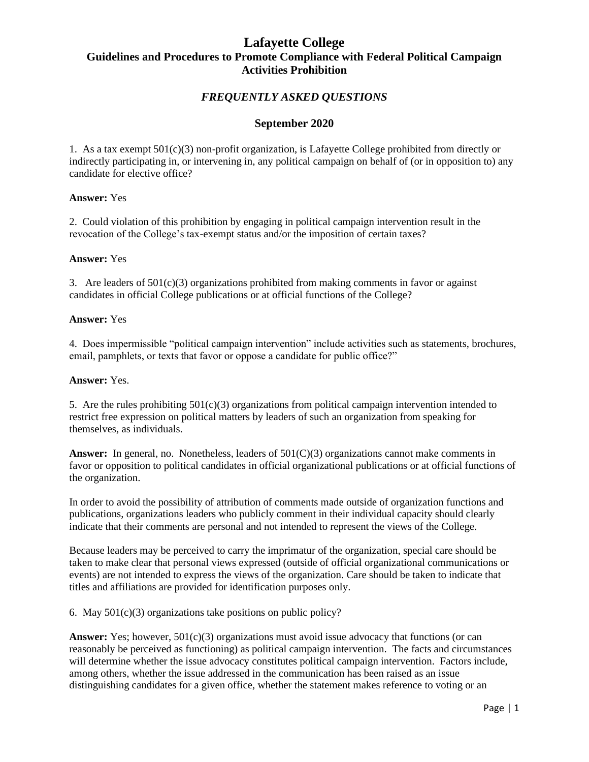# Lafayette College

## Guidelines and Procedures to Promote Compliance with Federal Political Campaign Activities Prohibition

### *FREQUENTLY ASKED QUESTIONS*

### September 2020

1. As a tax exempt 501(c)(3) non-profit organization, is Lafayette College prohibited from directly or indirectly participating in, or intervening in, any political campaign on behalf of (or in opposition to) any candidate for elective office?

**Answer:** Yes

2. Could violation of this prohibition by engaging in political campaign intervention result in the revocation of the College's tax-exempt status and/or the imposition of certain taxes?

**Answer:** Yes

3. Are leaders of 501(c)(3) organizations prohibited from making comments in favor or against candidates in official College publications or at official functions of the College?

**Answer:** Yes

4. Does impermissible "political campaign intervention" include activities such as statements, brochures, email, pamphlets, or texts that favor or oppose a candidate for public office?"

**Answer:** Yes.

5. Are the rules prohibiting 501(c)(3) organizations from political campaign intervention intended to restrict free expression on political matters by leaders of such an organization from speaking for themselves, as individuals.

**Answer:** In general, no. Nonetheless, leaders of 501(C)(3) organizations cannot make comments in favor or opposition to political candidates in official organizational publications or at official functions of the organization.

In order to avoid the possibility of attribution of comments made outside of organization functions and publications, organizations leaders who publicly comment in their individual capacity should clearly indicate that their comments are personal and not intended to represent the views of the College.

Because leaders may be perceived to carry the imprimatur of the organization, special care should be taken to make clear that personal views expressed (outside of official organizational communications or events) are not intended to express the views of the organization. Care should be taken to indicate that titles and affiliations are provided for identification purposes only.

6. May 501(c)(3) organizations take positions on public policy?

**Answer:** Yes; however, 501(c)(3) organizations must avoid issue advocacy that functions (or can reasonably be perceived as functioning) as political campaign intervention. The facts and circumstances will determine whether the issue advocacy constitutes political campaign intervention. Factors include, among others, whether the issue addressed in the communication has been raised as an issue distinguishing candidates for a given office, whether the statement makes reference to voting or an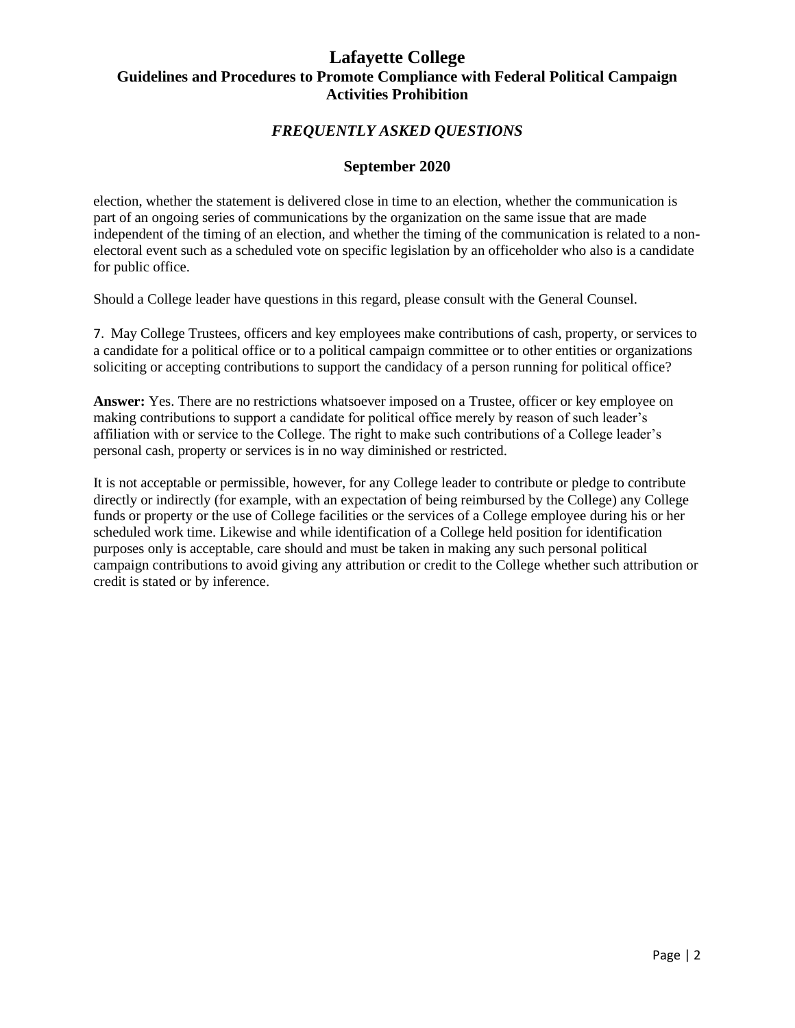election, whether the statement is delivered close in time to an election, whether the communication is part of an ongoing series of communications by the organization on the same issue that are made independent of the timing of an election, and whether the timing of the communication is related to a non-electoral event such as a scheduled vote on specific legislation by an officeholder who also is a candidate for public office.

Should a College leader have questions in this regard, please consult with the General Counsel.

7. May College Trustees, officers and key employees make contributions of cash, property, or services to a candidate for a political office or to a political campaign committee or to other entities or organizations soliciting or accepting contributions to support the candidacy of a person running for political office?

**Answer:** Yes. There are no restrictions whatsoever imposed on a Trustee, officer or key employee on making contributions to support a candidate for political office merely by reason of such leader's affiliation with or service to the College. The right to make such contributions of a College leader's personal cash, property or services is in no way diminished or restricted.

It is not acceptable or permissible, however, for any College leader to contribute or pledge to contribute directly or indirectly (for example, with an expectation of being reimbursed by the College) any College funds or property or the use of College facilities or the services of a College employee during his or her scheduled work time. Likewise and while identification of a College held position for identification purposes only is acceptable, care should and must be taken in making any such personal political campaign contributions to avoid giving any attribution or credit to the College whether such attribution or credit is stated or by inference.